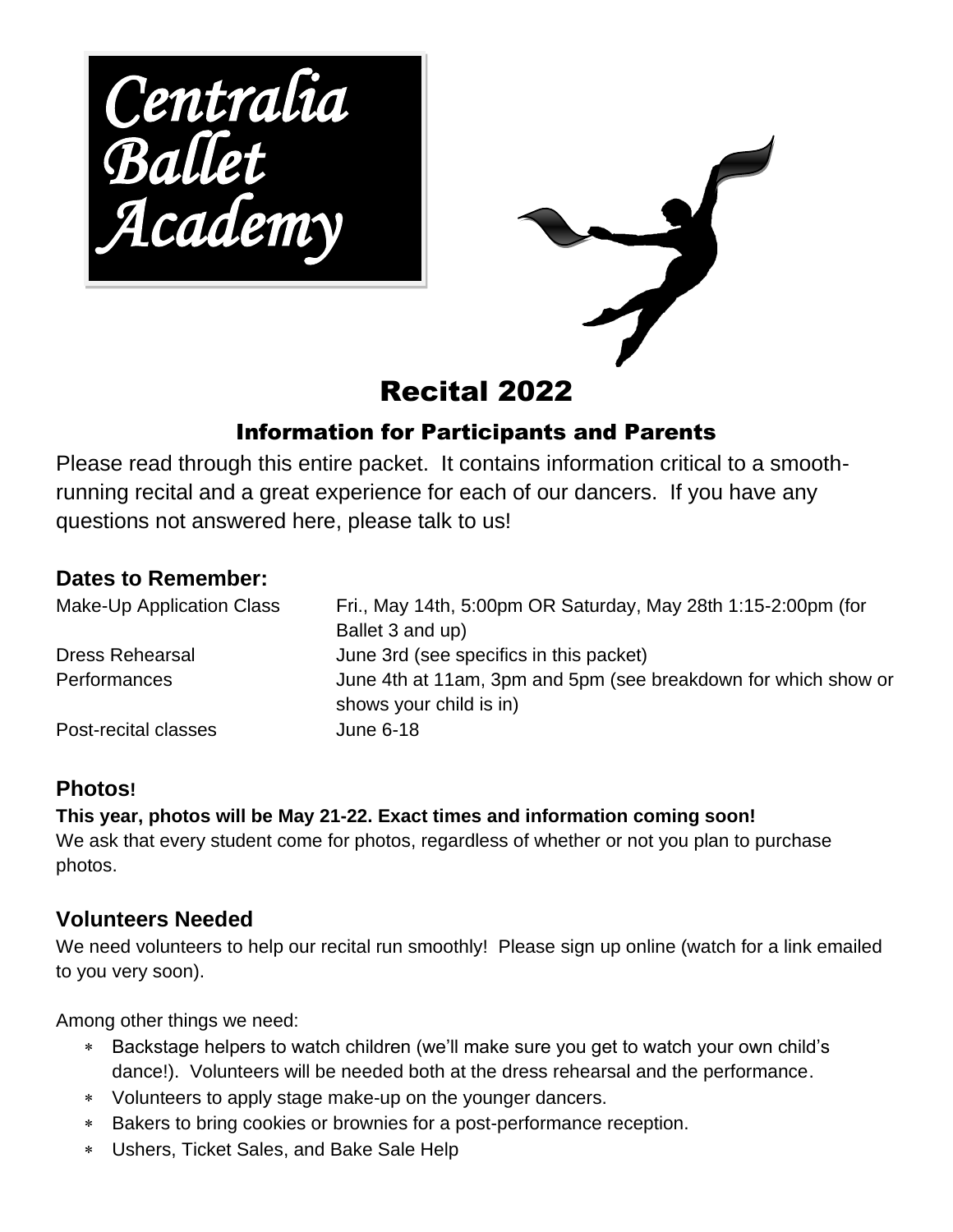# Centralia Ballet Academy

## Recital 2022

### Information for Participants and Parents

Please read through this entire packet. It contains information critical to a smooth-running recital and a great experience for each of our dancers. If you have any questions not answered here, please talk to us!

### Dates to Remember:

| | |
|---|---|
| Make-Up Application Class | Fri., May 14th, 5:00pm OR Saturday, May 28th 1:15-2:00pm (for Ballet 3 and up) |
| Dress Rehearsal | June 3rd (see specifics in this packet) |
| Performances | June 4th at 11am, 3pm and 5pm (see breakdown for which show or shows your child is in) |
| Post-recital classes | June 6-18 |

### Photos!

**This year, photos will be May 21-22. Exact times and information coming soon!**

We ask that every student come for photos, regardless of whether or not you plan to purchase photos.

### Volunteers Needed

We need volunteers to help our recital run smoothly! Please sign up online (watch for a link emailed to you very soon).

Among other things we need:

- Backstage helpers to watch children (we'll make sure you get to watch your own child's dance!). Volunteers will be needed both at the dress rehearsal and the performance.
- Volunteers to apply stage make-up on the younger dancers.
- Bakers to bring cookies or brownies for a post-performance reception.
- Ushers, Ticket Sales, and Bake Sale Help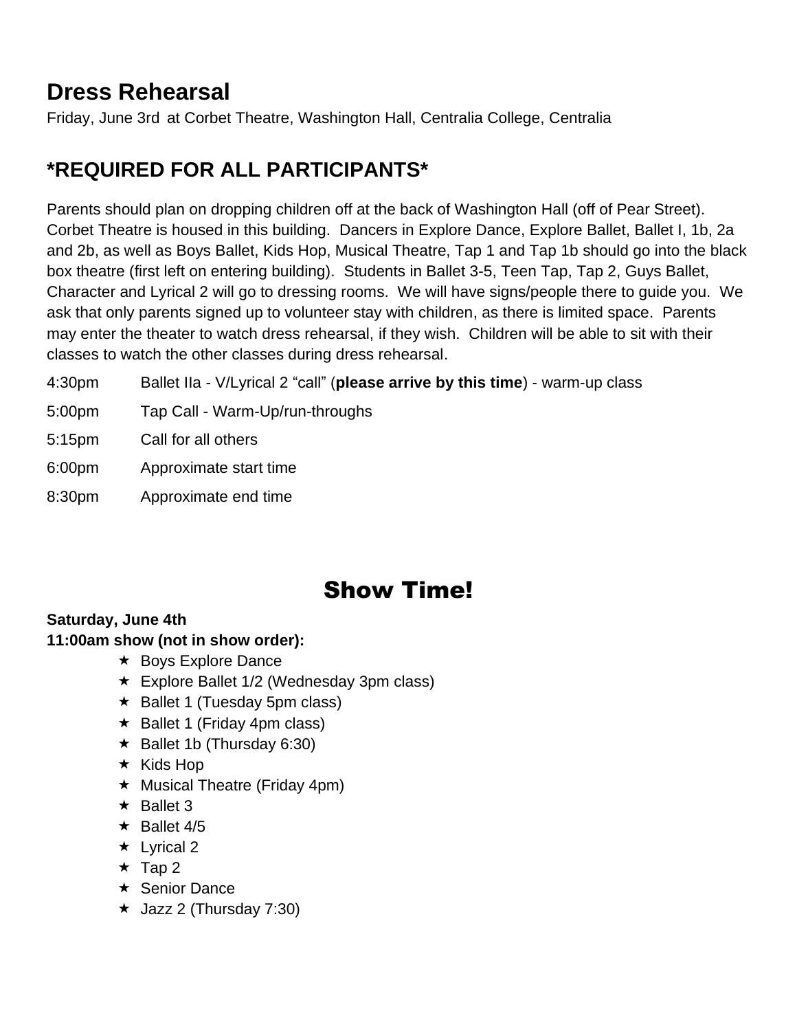## Dress Rehearsal

Friday, June 3rd at Corbet Theatre, Washington Hall, Centralia College, Centralia

## *REQUIRED FOR ALL PARTICIPANTS*

Parents should plan on dropping children off at the back of Washington Hall (off of Pear Street). Corbet Theatre is housed in this building. Dancers in Explore Dance, Explore Ballet, Ballet I, 1b, 2a and 2b, as well as Boys Ballet, Kids Hop, Musical Theatre, Tap 1 and Tap 1b should go into the black box theatre (first left on entering building). Students in Ballet 3-5, Teen Tap, Tap 2, Guys Ballet, Character and Lyrical 2 will go to dressing rooms. We will have signs/people there to guide you. We ask that only parents signed up to volunteer stay with children, as there is limited space. Parents may enter the theater to watch dress rehearsal, if they wish. Children will be able to sit with their classes to watch the other classes during dress rehearsal.

4:30pm Ballet IIa - V/Lyrical 2 "call" (**please arrive by this time**) - warm-up class

5:00pm Tap Call - Warm-Up/run-throughs

5:15pm Call for all others

6:00pm Approximate start time

8:30pm Approximate end time

# Show Time!

**Saturday, June 4th**
**11:00am show (not in show order):**

- Boys Explore Dance
- Explore Ballet 1/2 (Wednesday 3pm class)
- Ballet 1 (Tuesday 5pm class)
- Ballet 1 (Friday 4pm class)
- Ballet 1b (Thursday 6:30)
- Kids Hop
- Musical Theatre (Friday 4pm)
- Ballet 3
- Ballet 4/5
- Lyrical 2
- Tap 2
- Senior Dance
- Jazz 2 (Thursday 7:30)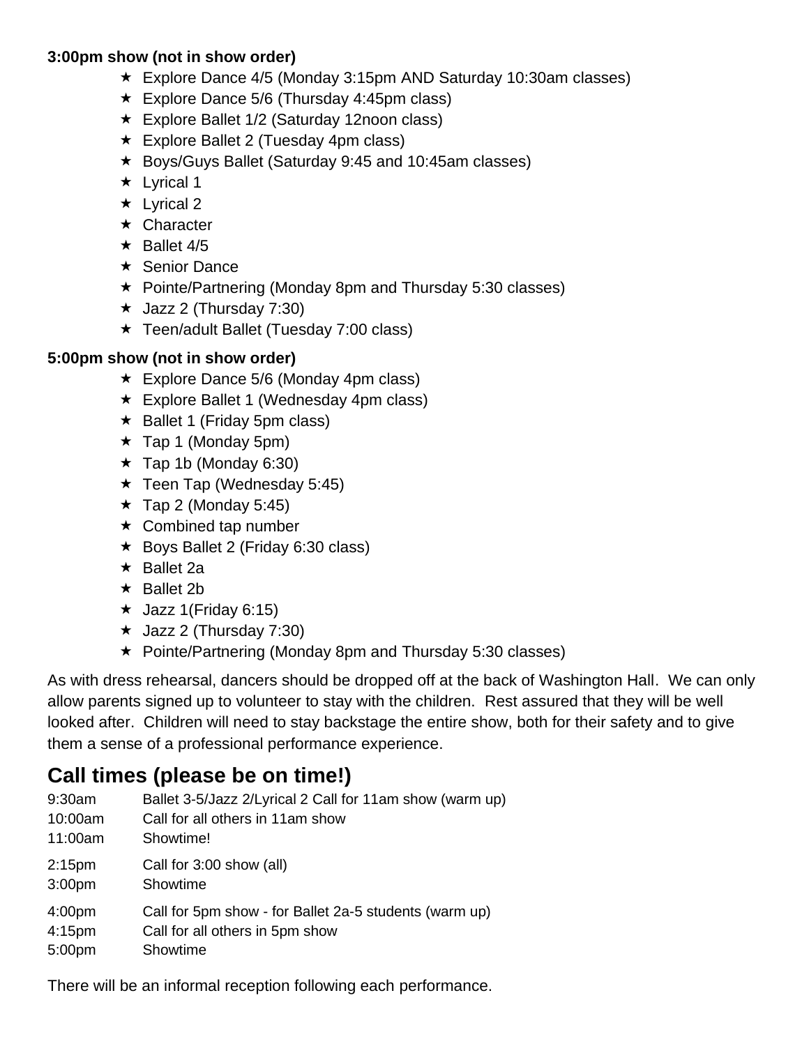**3:00pm show (not in show order)**

- ★ Explore Dance 4/5 (Monday 3:15pm AND Saturday 10:30am classes)
- ★ Explore Dance 5/6 (Thursday 4:45pm class)
- ★ Explore Ballet 1/2 (Saturday 12noon class)
- ★ Explore Ballet 2 (Tuesday 4pm class)
- ★ Boys/Guys Ballet (Saturday 9:45 and 10:45am classes)
- ★ Lyrical 1
- ★ Lyrical 2
- ★ Character
- ★ Ballet 4/5
- ★ Senior Dance
- ★ Pointe/Partnering (Monday 8pm and Thursday 5:30 classes)
- ★ Jazz 2 (Thursday 7:30)
- ★ Teen/adult Ballet (Tuesday 7:00 class)

**5:00pm show (not in show order)**

- ★ Explore Dance 5/6 (Monday 4pm class)
- ★ Explore Ballet 1 (Wednesday 4pm class)
- ★ Ballet 1 (Friday 5pm class)
- ★ Tap 1 (Monday 5pm)
- ★ Tap 1b (Monday 6:30)
- ★ Teen Tap (Wednesday 5:45)
- ★ Tap 2 (Monday 5:45)
- ★ Combined tap number
- ★ Boys Ballet 2 (Friday 6:30 class)
- ★ Ballet 2a
- ★ Ballet 2b
- ★ Jazz 1(Friday 6:15)
- ★ Jazz 2 (Thursday 7:30)
- ★ Pointe/Partnering (Monday 8pm and Thursday 5:30 classes)

As with dress rehearsal, dancers should be dropped off at the back of Washington Hall. We can only allow parents signed up to volunteer to stay with the children. Rest assured that they will be well looked after. Children will need to stay backstage the entire show, both for their safety and to give them a sense of a professional performance experience.

## Call times (please be on time!)

| | |
|---|---|
| 9:30am | Ballet 3-5/Jazz 2/Lyrical 2 Call for 11am show (warm up) |
| 10:00am | Call for all others in 11am show |
| 11:00am | Showtime! |
| 2:15pm | Call for 3:00 show (all) |
| 3:00pm | Showtime |
| 4:00pm | Call for 5pm show - for Ballet 2a-5 students (warm up) |
| 4:15pm | Call for all others in 5pm show |
| 5:00pm | Showtime |

There will be an informal reception following each performance.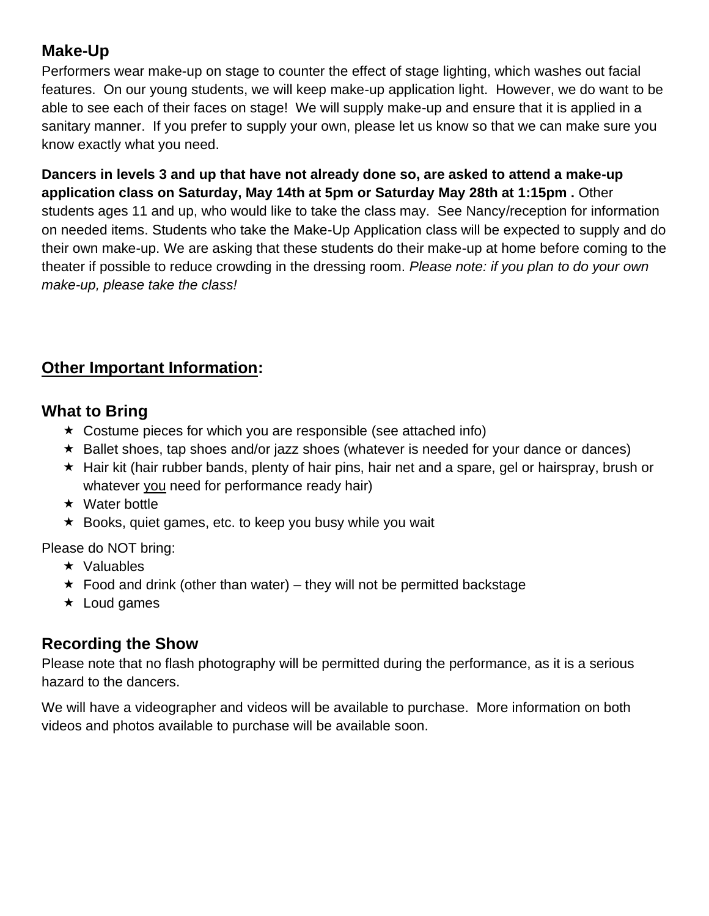## Make-Up

Performers wear make-up on stage to counter the effect of stage lighting, which washes out facial features. On our young students, we will keep make-up application light. However, we do want to be able to see each of their faces on stage! We will supply make-up and ensure that it is applied in a sanitary manner. If you prefer to supply your own, please let us know so that we can make sure you know exactly what you need.

**Dancers in levels 3 and up that have not already done so, are asked to attend a make-up application class on Saturday, May 14th at 5pm or Saturday May 28th at 1:15pm .** Other students ages 11 and up, who would like to take the class may. See Nancy/reception for information on needed items. Students who take the Make-Up Application class will be expected to supply and do their own make-up. We are asking that these students do their make-up at home before coming to the theater if possible to reduce crowding in the dressing room. *Please note: if you plan to do your own make-up, please take the class!*

## <u>Other Important Information</u>:

## What to Bring

- Costume pieces for which you are responsible (see attached info)
- Ballet shoes, tap shoes and/or jazz shoes (whatever is needed for your dance or dances)
- Hair kit (hair rubber bands, plenty of hair pins, hair net and a spare, gel or hairspray, brush or whatever <u>you</u> need for performance ready hair)
- Water bottle
- Books, quiet games, etc. to keep you busy while you wait

Please do NOT bring:

- Valuables
- Food and drink (other than water) – they will not be permitted backstage
- Loud games

## Recording the Show

Please note that no flash photography will be permitted during the performance, as it is a serious hazard to the dancers.

We will have a videographer and videos will be available to purchase. More information on both videos and photos available to purchase will be available soon.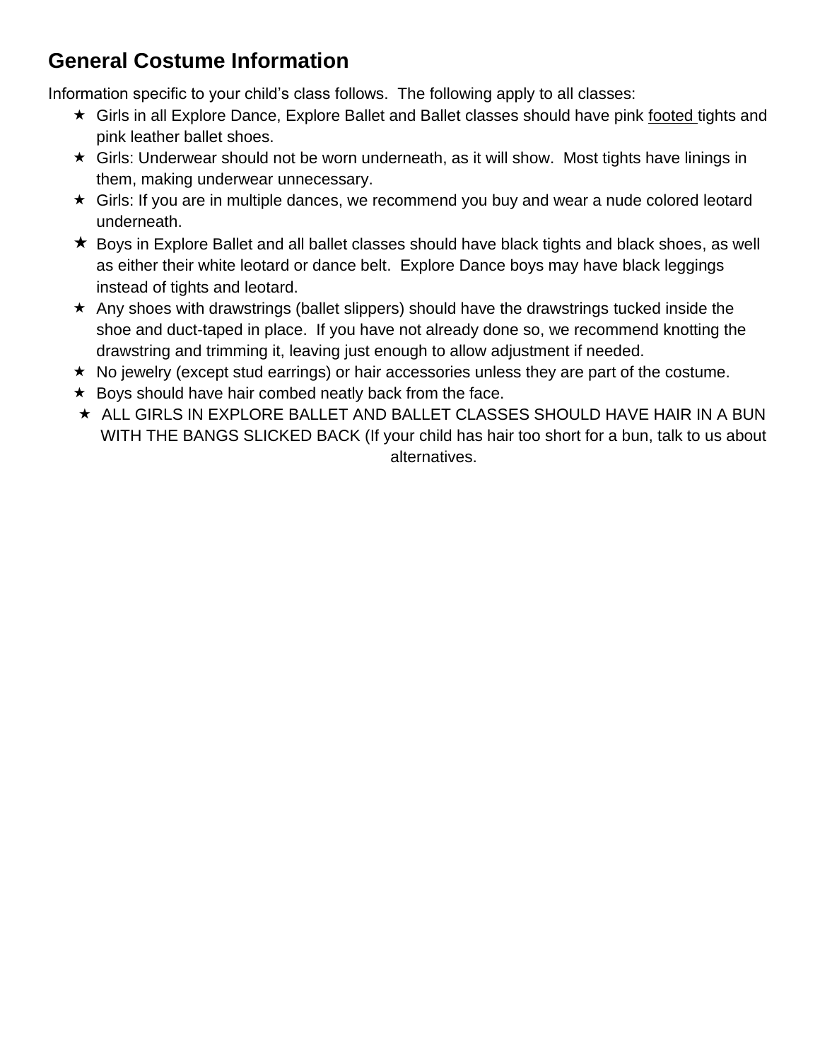## General Costume Information

Information specific to your child's class follows. The following apply to all classes:

- Girls in all Explore Dance, Explore Ballet and Ballet classes should have pink footed tights and pink leather ballet shoes.
- Girls: Underwear should not be worn underneath, as it will show. Most tights have linings in them, making underwear unnecessary.
- Girls: If you are in multiple dances, we recommend you buy and wear a nude colored leotard underneath.
- Boys in Explore Ballet and all ballet classes should have black tights and black shoes, as well as either their white leotard or dance belt. Explore Dance boys may have black leggings instead of tights and leotard.
- Any shoes with drawstrings (ballet slippers) should have the drawstrings tucked inside the shoe and duct-taped in place. If you have not already done so, we recommend knotting the drawstring and trimming it, leaving just enough to allow adjustment if needed.
- No jewelry (except stud earrings) or hair accessories unless they are part of the costume.
- Boys should have hair combed neatly back from the face.
- ALL GIRLS IN EXPLORE BALLET AND BALLET CLASSES SHOULD HAVE HAIR IN A BUN WITH THE BANGS SLICKED BACK (If your child has hair too short for a bun, talk to us about alternatives.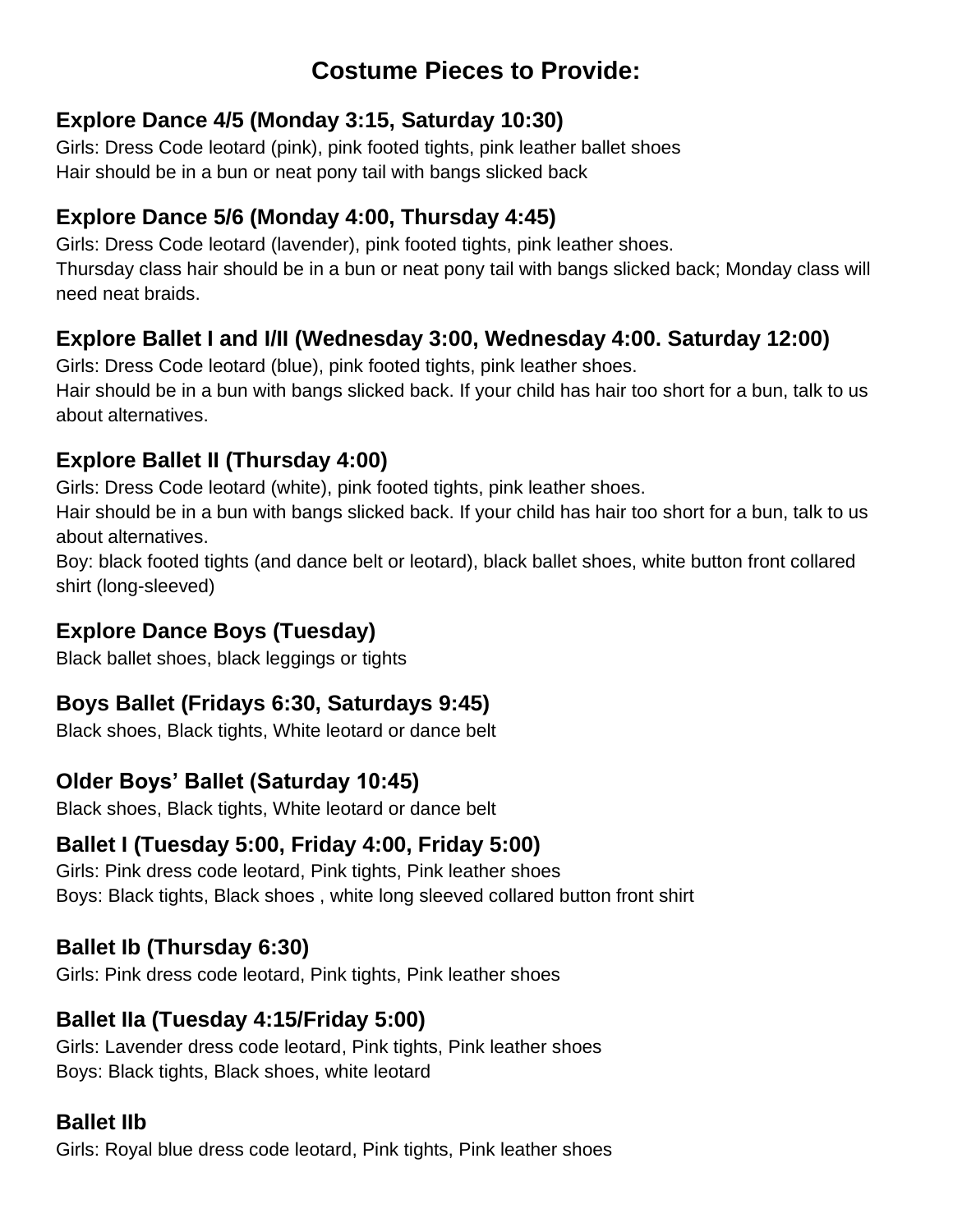# Costume Pieces to Provide:

## Explore Dance 4/5 (Monday 3:15, Saturday 10:30)

Girls: Dress Code leotard (pink), pink footed tights, pink leather ballet shoes
Hair should be in a bun or neat pony tail with bangs slicked back

## Explore Dance 5/6 (Monday 4:00, Thursday 4:45)

Girls: Dress Code leotard (lavender), pink footed tights, pink leather shoes.
Thursday class hair should be in a bun or neat pony tail with bangs slicked back; Monday class will need neat braids.

## Explore Ballet I and I/II (Wednesday 3:00, Wednesday 4:00. Saturday 12:00)

Girls: Dress Code leotard (blue), pink footed tights, pink leather shoes.
Hair should be in a bun with bangs slicked back. If your child has hair too short for a bun, talk to us about alternatives.

## Explore Ballet II (Thursday 4:00)

Girls: Dress Code leotard (white), pink footed tights, pink leather shoes.
Hair should be in a bun with bangs slicked back. If your child has hair too short for a bun, talk to us about alternatives.
Boy: black footed tights (and dance belt or leotard), black ballet shoes, white button front collared shirt (long-sleeved)

## Explore Dance Boys (Tuesday)

Black ballet shoes, black leggings or tights

## Boys Ballet (Fridays 6:30, Saturdays 9:45)

Black shoes, Black tights, White leotard or dance belt

## Older Boys' Ballet (Saturday 10:45)

Black shoes, Black tights, White leotard or dance belt

## Ballet I (Tuesday 5:00, Friday 4:00, Friday 5:00)

Girls: Pink dress code leotard, Pink tights, Pink leather shoes
Boys: Black tights, Black shoes , white long sleeved collared button front shirt

## Ballet Ib (Thursday 6:30)

Girls: Pink dress code leotard, Pink tights, Pink leather shoes

## Ballet IIa (Tuesday 4:15/Friday 5:00)

Girls: Lavender dress code leotard, Pink tights, Pink leather shoes
Boys: Black tights, Black shoes, white leotard

## Ballet IIb

Girls: Royal blue dress code leotard, Pink tights, Pink leather shoes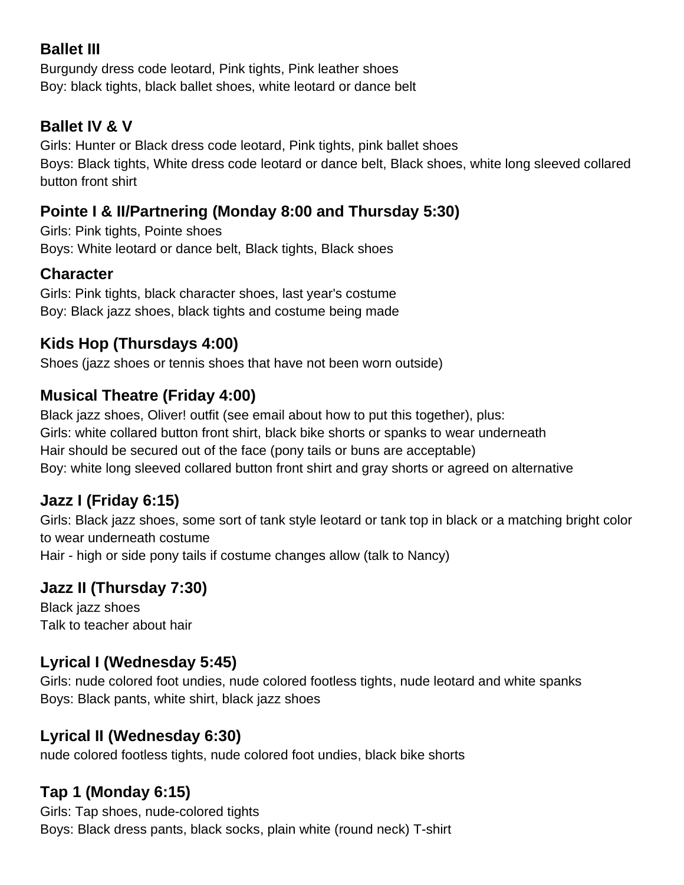### Ballet III

Burgundy dress code leotard, Pink tights, Pink leather shoes
Boy: black tights, black ballet shoes, white leotard or dance belt

### Ballet IV & V

Girls: Hunter or Black dress code leotard, Pink tights, pink ballet shoes
Boys: Black tights, White dress code leotard or dance belt, Black shoes, white long sleeved collared button front shirt

### Pointe I & II/Partnering (Monday 8:00 and Thursday 5:30)

Girls: Pink tights, Pointe shoes
Boys: White leotard or dance belt, Black tights, Black shoes

### Character

Girls: Pink tights, black character shoes, last year's costume
Boy: Black jazz shoes, black tights and costume being made

### Kids Hop (Thursdays 4:00)

Shoes (jazz shoes or tennis shoes that have not been worn outside)

### Musical Theatre (Friday 4:00)

Black jazz shoes, Oliver! outfit (see email about how to put this together), plus:
Girls: white collared button front shirt, black bike shorts or spanks to wear underneath
Hair should be secured out of the face (pony tails or buns are acceptable)
Boy: white long sleeved collared button front shirt and gray shorts or agreed on alternative

### Jazz I (Friday 6:15)

Girls: Black jazz shoes, some sort of tank style leotard or tank top in black or a matching bright color to wear underneath costume
Hair - high or side pony tails if costume changes allow (talk to Nancy)

### Jazz II (Thursday 7:30)

Black jazz shoes
Talk to teacher about hair

### Lyrical I (Wednesday 5:45)

Girls: nude colored foot undies, nude colored footless tights, nude leotard and white spanks
Boys: Black pants, white shirt, black jazz shoes

### Lyrical II (Wednesday 6:30)

nude colored footless tights, nude colored foot undies, black bike shorts

### Tap 1 (Monday 6:15)

Girls: Tap shoes, nude-colored tights
Boys: Black dress pants, black socks, plain white (round neck) T-shirt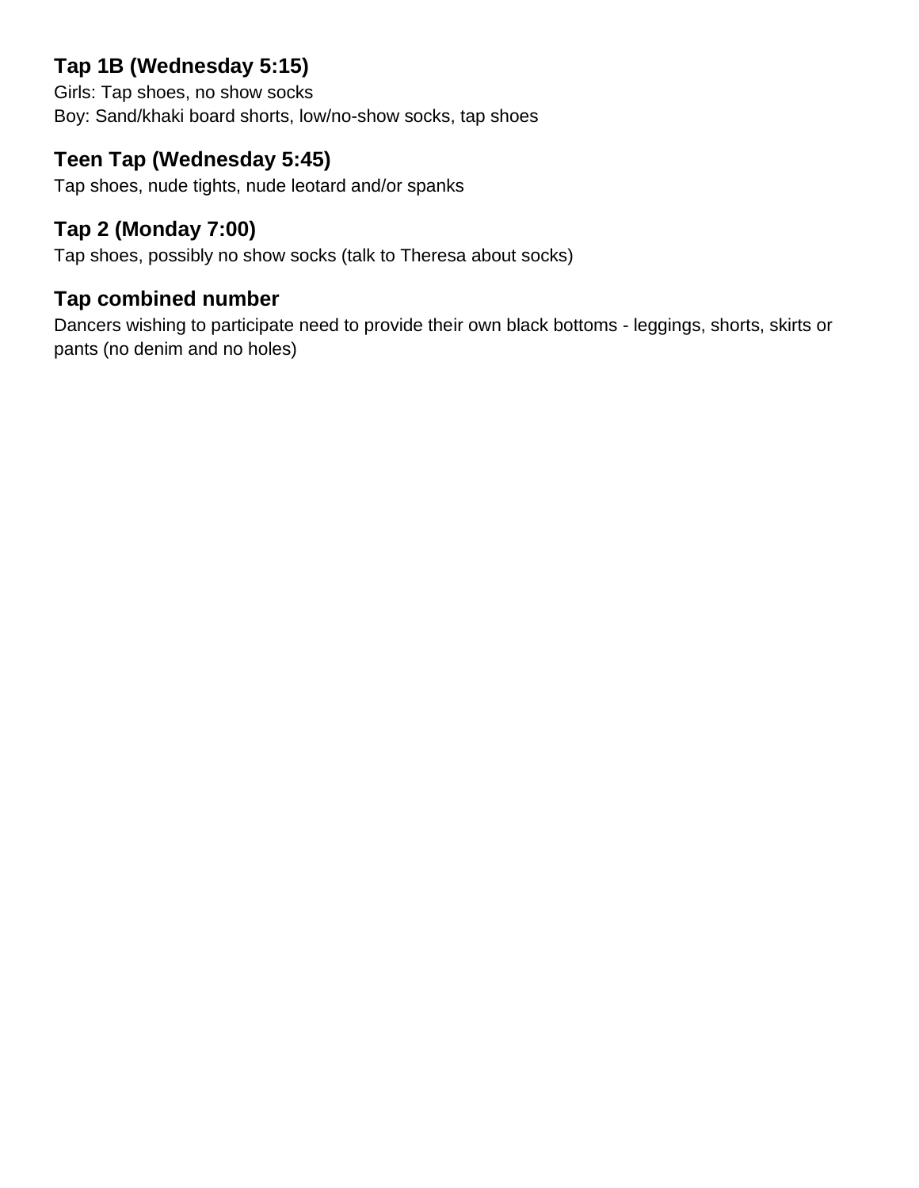### Tap 1B (Wednesday 5:15)

Girls: Tap shoes, no show socks
Boy: Sand/khaki board shorts, low/no-show socks, tap shoes

### Teen Tap (Wednesday 5:45)

Tap shoes, nude tights, nude leotard and/or spanks

### Tap 2 (Monday 7:00)

Tap shoes, possibly no show socks (talk to Theresa about socks)

### Tap combined number

Dancers wishing to participate need to provide their own black bottoms - leggings, shorts, skirts or pants (no denim and no holes)